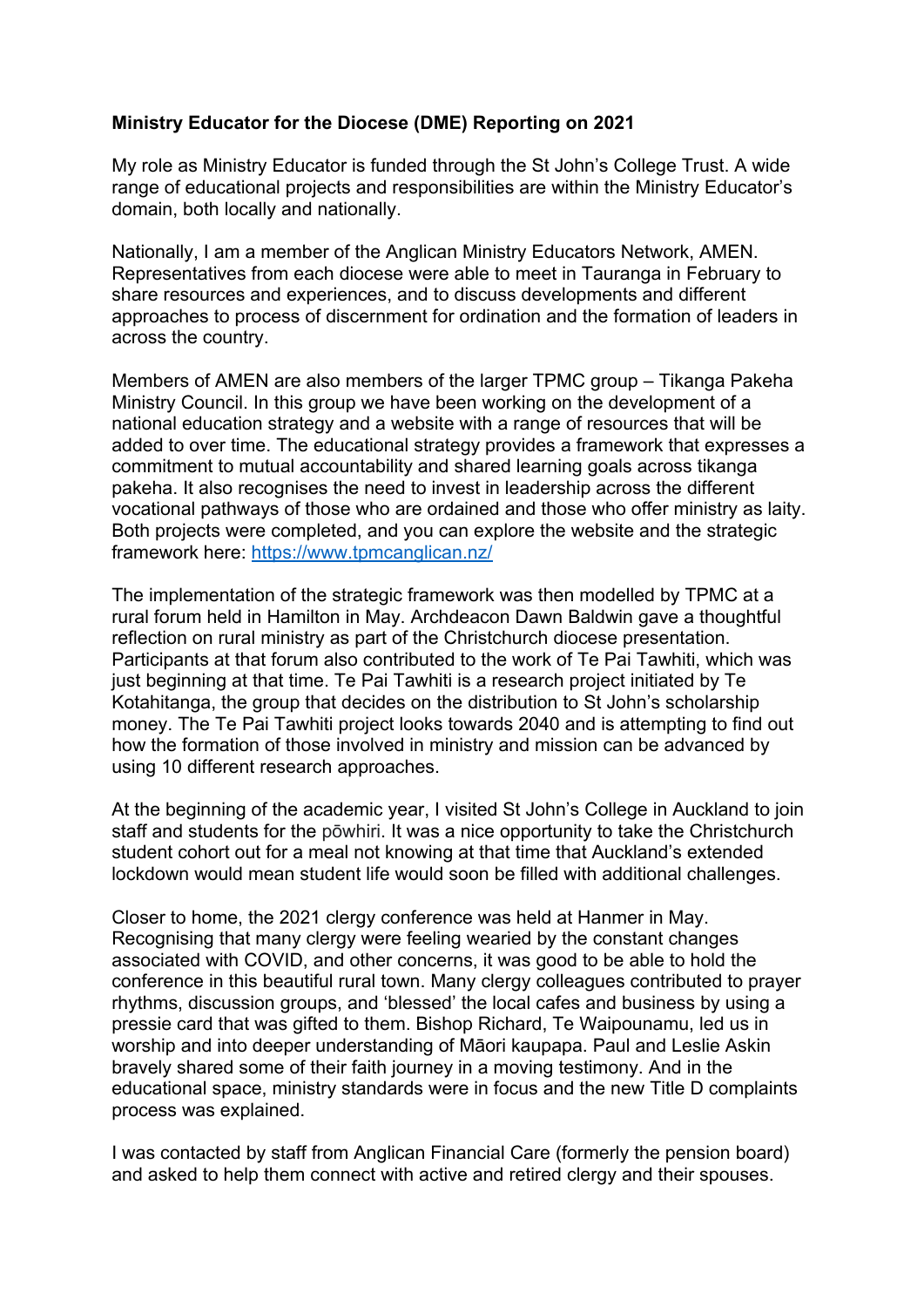**Ministry Educator for the Diocese (DME) Reporting on 2021**

My role as Ministry Educator is funded through the St John's College Trust. A wide range of educational projects and responsibilities are within the Ministry Educator's domain, both locally and nationally.

Nationally, I am a member of the Anglican Ministry Educators Network, AMEN. Representatives from each diocese were able to meet in Tauranga in February to share resources and experiences, and to discuss developments and different approaches to process of discernment for ordination and the formation of leaders in across the country.

Members of AMEN are also members of the larger TPMC group – Tikanga Pakeha Ministry Council. In this group we have been working on the development of a national education strategy and a website with a range of resources that will be added to over time. The educational strategy provides a framework that expresses a commitment to mutual accountability and shared learning goals across tikanga pakeha. It also recognises the need to invest in leadership across the different vocational pathways of those who are ordained and those who offer ministry as laity. Both projects were completed, and you can explore the website and the strategic framework here: https://www.tpmcanglican.nz/

The implementation of the strategic framework was then modelled by TPMC at a rural forum held in Hamilton in May. Archdeacon Dawn Baldwin gave a thoughtful reflection on rural ministry as part of the Christchurch diocese presentation. Participants at that forum also contributed to the work of Te Pai Tawhiti, which was just beginning at that time. Te Pai Tawhiti is a research project initiated by Te Kotahitanga, the group that decides on the distribution to St John's scholarship money. The Te Pai Tawhiti project looks towards 2040 and is attempting to find out how the formation of those involved in ministry and mission can be advanced by using 10 different research approaches.

At the beginning of the academic year, I visited St John's College in Auckland to join staff and students for the pōwhiri. It was a nice opportunity to take the Christchurch student cohort out for a meal not knowing at that time that Auckland's extended lockdown would mean student life would soon be filled with additional challenges.

Closer to home, the 2021 clergy conference was held at Hanmer in May. Recognising that many clergy were feeling wearied by the constant changes associated with COVID, and other concerns, it was good to be able to hold the conference in this beautiful rural town. Many clergy colleagues contributed to prayer rhythms, discussion groups, and 'blessed' the local cafes and business by using a pressie card that was gifted to them. Bishop Richard, Te Waipounamu, led us in worship and into deeper understanding of Māori kaupapa. Paul and Leslie Askin bravely shared some of their faith journey in a moving testimony. And in the educational space, ministry standards were in focus and the new Title D complaints process was explained.

I was contacted by staff from Anglican Financial Care (formerly the pension board) and asked to help them connect with active and retired clergy and their spouses.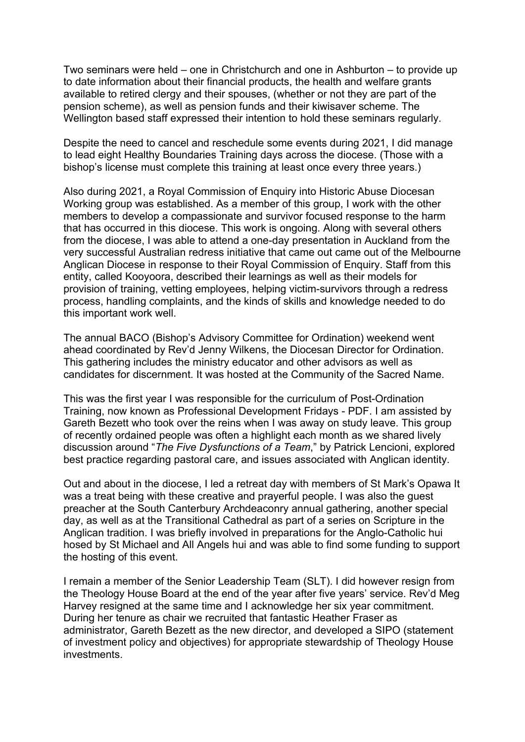Two seminars were held – one in Christchurch and one in Ashburton – to provide up to date information about their financial products, the health and welfare grants available to retired clergy and their spouses, (whether or not they are part of the pension scheme), as well as pension funds and their kiwisaver scheme. The Wellington based staff expressed their intention to hold these seminars regularly.

Despite the need to cancel and reschedule some events during 2021, I did manage to lead eight Healthy Boundaries Training days across the diocese. (Those with a bishop's license must complete this training at least once every three years.)

Also during 2021, a Royal Commission of Enquiry into Historic Abuse Diocesan Working group was established. As a member of this group, I work with the other members to develop a compassionate and survivor focused response to the harm that has occurred in this diocese. This work is ongoing. Along with several others from the diocese, I was able to attend a one-day presentation in Auckland from the very successful Australian redress initiative that came out came out of the Melbourne Anglican Diocese in response to their Royal Commission of Enquiry. Staff from this entity, called Kooyoora, described their learnings as well as their models for provision of training, vetting employees, helping victim-survivors through a redress process, handling complaints, and the kinds of skills and knowledge needed to do this important work well.

The annual BACO (Bishop's Advisory Committee for Ordination) weekend went ahead coordinated by Rev'd Jenny Wilkens, the Diocesan Director for Ordination. This gathering includes the ministry educator and other advisors as well as candidates for discernment. It was hosted at the Community of the Sacred Name.

This was the first year I was responsible for the curriculum of Post-Ordination Training, now known as Professional Development Fridays - PDF. I am assisted by Gareth Bezett who took over the reins when I was away on study leave. This group of recently ordained people was often a highlight each month as we shared lively discussion around "*The Five Dysfunctions of a Team*," by Patrick Lencioni, explored best practice regarding pastoral care, and issues associated with Anglican identity.

Out and about in the diocese, I led a retreat day with members of St Mark's Opawa It was a treat being with these creative and prayerful people. I was also the guest preacher at the South Canterbury Archdeaconry annual gathering, another special day, as well as at the Transitional Cathedral as part of a series on Scripture in the Anglican tradition. I was briefly involved in preparations for the Anglo-Catholic hui hosed by St Michael and All Angels hui and was able to find some funding to support the hosting of this event.

I remain a member of the Senior Leadership Team (SLT). I did however resign from the Theology House Board at the end of the year after five years' service. Rev'd Meg Harvey resigned at the same time and I acknowledge her six year commitment. During her tenure as chair we recruited that fantastic Heather Fraser as administrator, Gareth Bezett as the new director, and developed a SIPO (statement of investment policy and objectives) for appropriate stewardship of Theology House investments.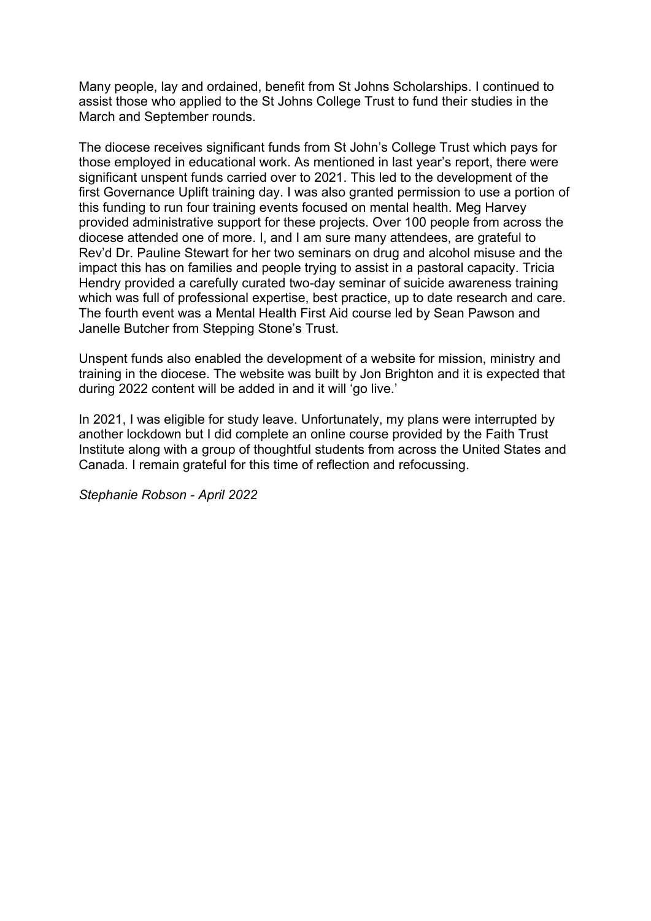Many people, lay and ordained, benefit from St Johns Scholarships. I continued to assist those who applied to the St Johns College Trust to fund their studies in the March and September rounds.

The diocese receives significant funds from St John's College Trust which pays for those employed in educational work. As mentioned in last year's report, there were significant unspent funds carried over to 2021. This led to the development of the first Governance Uplift training day. I was also granted permission to use a portion of this funding to run four training events focused on mental health. Meg Harvey provided administrative support for these projects. Over 100 people from across the diocese attended one of more. I, and I am sure many attendees, are grateful to Rev'd Dr. Pauline Stewart for her two seminars on drug and alcohol misuse and the impact this has on families and people trying to assist in a pastoral capacity. Tricia Hendry provided a carefully curated two-day seminar of suicide awareness training which was full of professional expertise, best practice, up to date research and care. The fourth event was a Mental Health First Aid course led by Sean Pawson and Janelle Butcher from Stepping Stone's Trust.

Unspent funds also enabled the development of a website for mission, ministry and training in the diocese. The website was built by Jon Brighton and it is expected that during 2022 content will be added in and it will 'go live.'

In 2021, I was eligible for study leave. Unfortunately, my plans were interrupted by another lockdown but I did complete an online course provided by the Faith Trust Institute along with a group of thoughtful students from across the United States and Canada. I remain grateful for this time of reflection and refocussing.

*Stephanie Robson - April 2022*